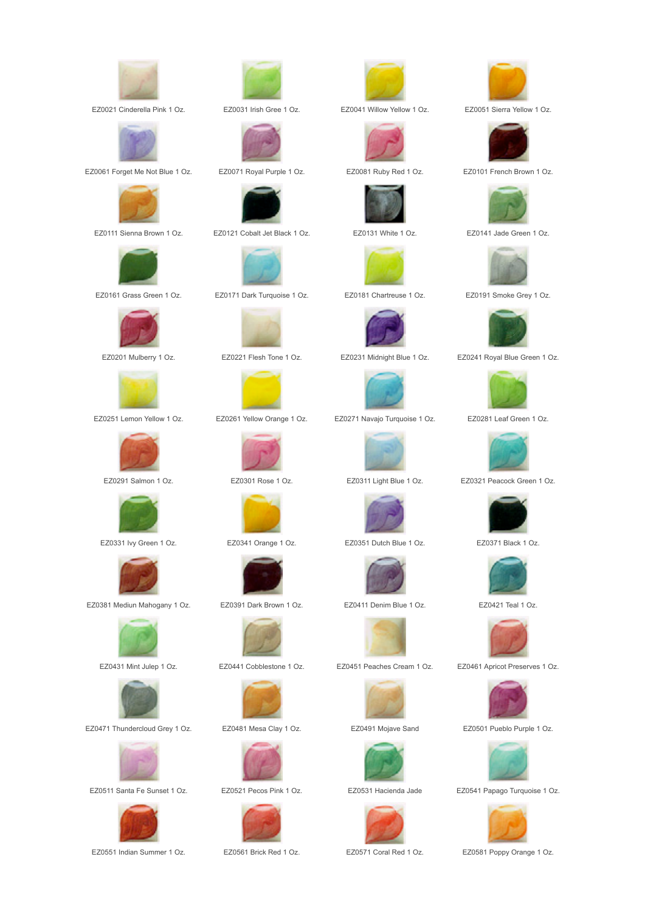EZ0021 Cinderella Pink 1 Oz.

EZ0031 Irish Gree 1 Oz.

EZ0041 Willow Yellow 1 Oz.

EZ0051 Sierra Yellow 1 Oz.

EZ0061 Forget Me Not Blue 1 Oz.

EZ0071 Royal Purple 1 Oz.

EZ0081 Ruby Red 1 Oz.

EZ0101 French Brown 1 Oz.

EZ0111 Sienna Brown 1 Oz.

EZ0121 Cobalt Jet Black 1 Oz.

EZ0131 White 1 Oz.

EZ0141 Jade Green 1 Oz.

EZ0161 Grass Green 1 Oz.

EZ0171 Dark Turquoise 1 Oz.

EZ0181 Chartreuse 1 Oz.

EZ0191 Smoke Grey 1 Oz.

EZ0201 Mulberry 1 Oz.

EZ0221 Flesh Tone 1 Oz.

EZ0231 Midnight Blue 1 Oz.

EZ0241 Royal Blue Green 1 Oz.

EZ0251 Lemon Yellow 1 Oz.

EZ0261 Yellow Orange 1 Oz.

EZ0271 Navajo Turquoise 1 Oz.

EZ0281 Leaf Green 1 Oz.

EZ0291 Salmon 1 Oz.

EZ0301 Rose 1 Oz.

EZ0311 Light Blue 1 Oz.

EZ0321 Peacock Green 1 Oz.

EZ0331 Ivy Green 1 Oz.

EZ0341 Orange 1 Oz.

EZ0351 Dutch Blue 1 Oz.

EZ0371 Black 1 Oz.

EZ0381 Mediun Mahogany 1 Oz.

EZ0391 Dark Brown 1 Oz.

EZ0411 Denim Blue 1 Oz.

EZ0421 Teal 1 Oz.

EZ0431 Mint Julep 1 Oz.

EZ0441 Cobblestone 1 Oz.

EZ0451 Peaches Cream 1 Oz.

EZ0461 Apricot Preserves 1 Oz.

EZ0471 Thundercloud Grey 1 Oz.

EZ0481 Mesa Clay 1 Oz.

EZ0491 Mojave Sand

EZ0501 Pueblo Purple 1 Oz.

EZ0511 Santa Fe Sunset 1 Oz.

EZ0521 Pecos Pink 1 Oz.

EZ0531 Hacienda Jade

EZ0541 Papago Turquoise 1 Oz.

EZ0551 Indian Summer 1 Oz.

EZ0561 Brick Red 1 Oz.

EZ0571 Coral Red 1 Oz.

EZ0581 Poppy Orange 1 Oz.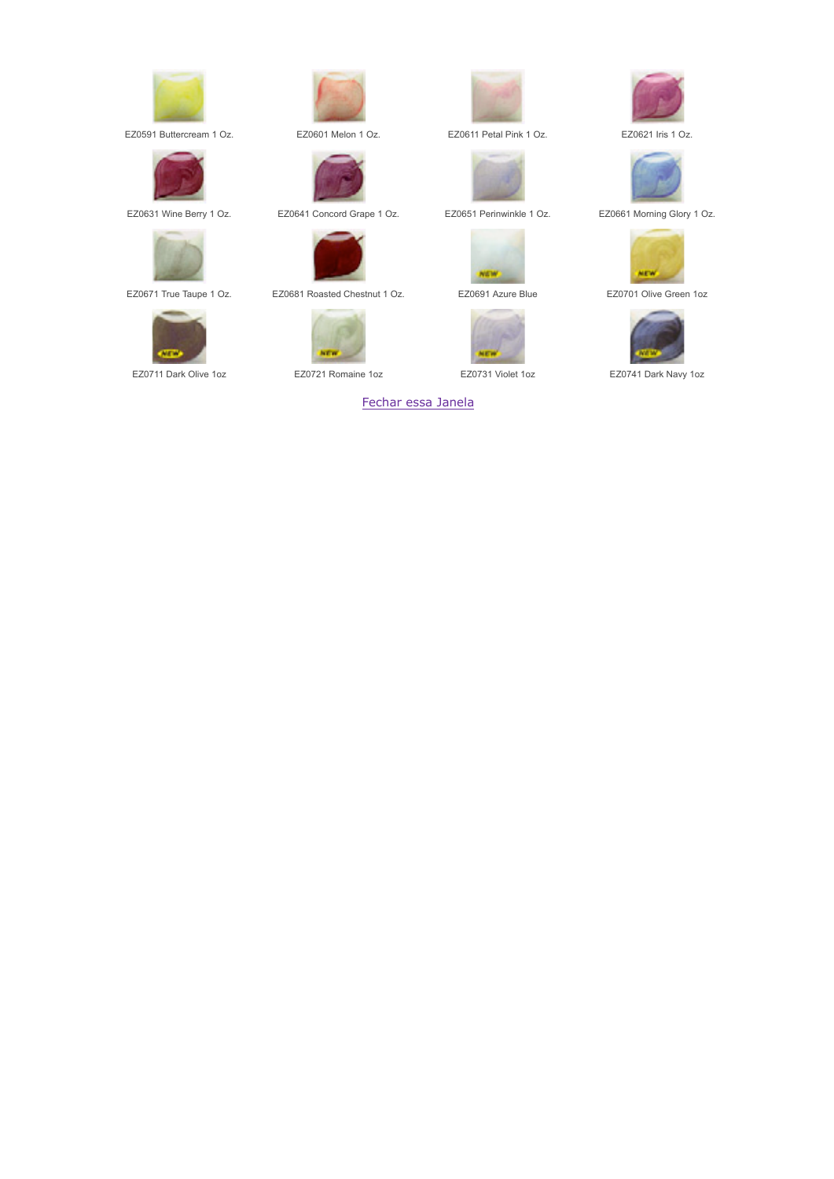| | | | |
|---|---|---|---|
| EZ0591 Buttercream 1 Oz. | EZ0601 Melon 1 Oz. | EZ0611 Petal Pink 1 Oz. | EZ0621 Iris 1 Oz. |
| EZ0631 Wine Berry 1 Oz. | EZ0641 Concord Grape 1 Oz. | EZ0651 Perinwinkle 1 Oz. | EZ0661 Morning Glory 1 Oz. |
| EZ0671 True Taupe 1 Oz. | EZ0681 Roasted Chestnut 1 Oz. | EZ0691 Azure Blue | EZ0701 Olive Green 1oz |
| EZ0711 Dark Olive 1oz | EZ0721 Romaine 1oz | EZ0731 Violet 1oz | EZ0741 Dark Navy 1oz |

Fechar essa Janela